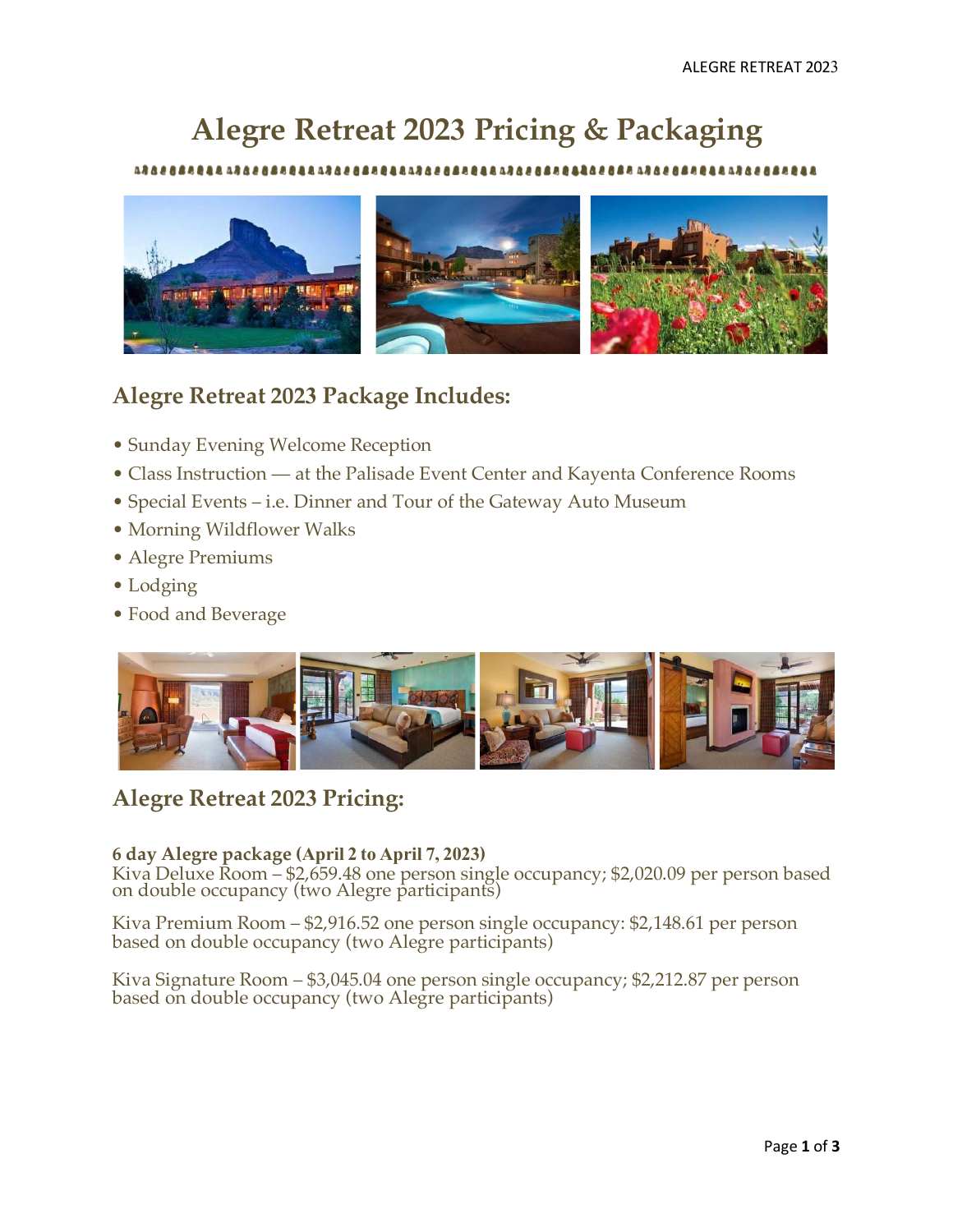# Alegre Retreat 2023 Pricing & Packaging

## Alegre Retreat 2023 Package Includes:

- Sunday Evening Welcome Reception
- Class Instruction — at the Palisade Event Center and Kayenta Conference Rooms
- Special Events – i.e. Dinner and Tour of the Gateway Auto Museum
- Morning Wildflower Walks
- Alegre Premiums
- Lodging
- Food and Beverage

## Alegre Retreat 2023 Pricing:

**6 day Alegre package (April 2 to April 7, 2023)**
Kiva Deluxe Room – $2,659.48 one person single occupancy; $2,020.09 per person based on double occupancy (two Alegre participants)

Kiva Premium Room – $2,916.52 one person single occupancy: $2,148.61 per person based on double occupancy (two Alegre participants)

Kiva Signature Room – $3,045.04 one person single occupancy; $2,212.87 per person based on double occupancy (two Alegre participants)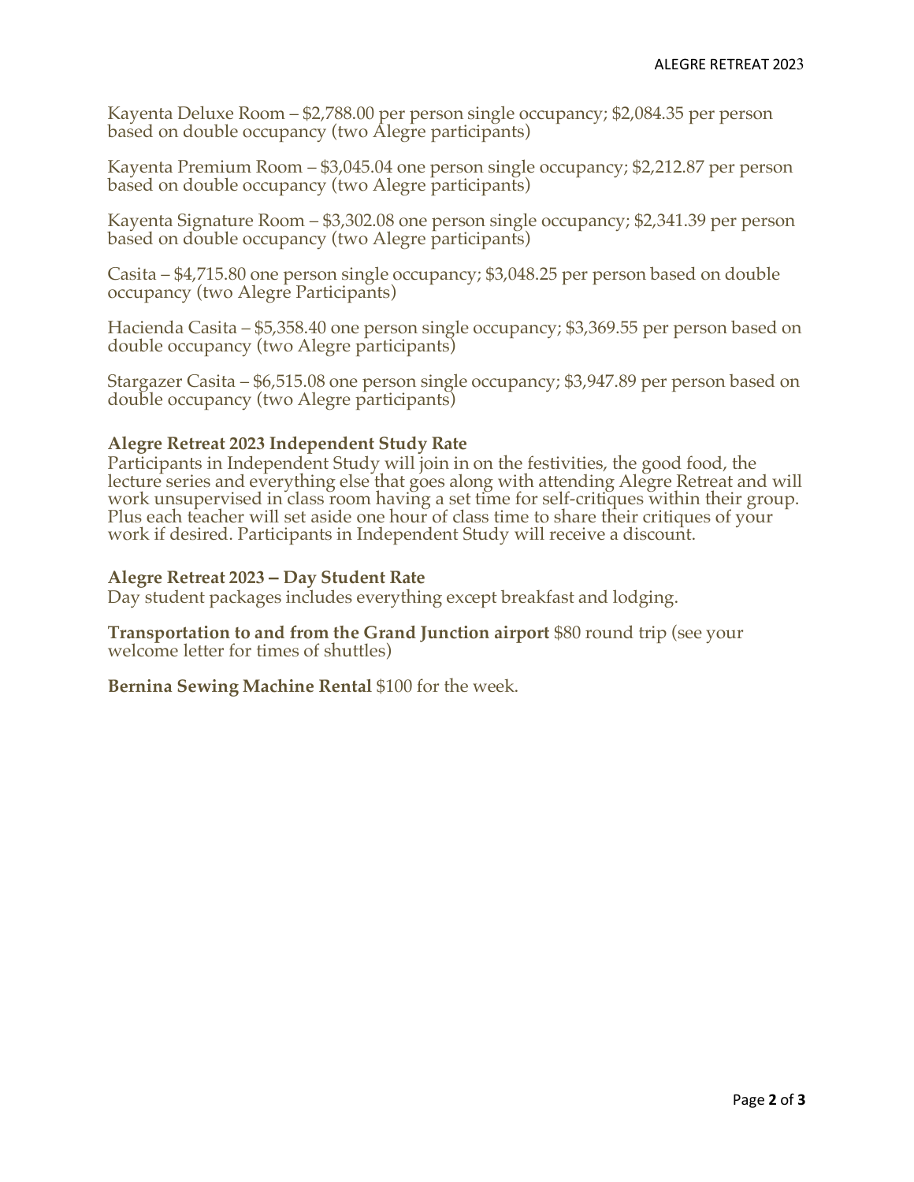Kayenta Deluxe Room – $2,788.00 per person single occupancy; $2,084.35 per person based on double occupancy (two Alegre participants)

Kayenta Premium Room – $3,045.04 one person single occupancy; $2,212.87 per person based on double occupancy (two Alegre participants)

Kayenta Signature Room – $3,302.08 one person single occupancy; $2,341.39 per person based on double occupancy (two Alegre participants)

Casita – $4,715.80 one person single occupancy; $3,048.25 per person based on double occupancy (two Alegre Participants)

Hacienda Casita – $5,358.40 one person single occupancy; $3,369.55 per person based on double occupancy (two Alegre participants)

Stargazer Casita – $6,515.08 one person single occupancy; $3,947.89 per person based on double occupancy (two Alegre participants)

**Alegre Retreat 2023 Independent Study Rate**
Participants in Independent Study will join in on the festivities, the good food, the lecture series and everything else that goes along with attending Alegre Retreat and will work unsupervised in class room having a set time for self-critiques within their group. Plus each teacher will set aside one hour of class time to share their critiques of your work if desired. Participants in Independent Study will receive a discount.

**Alegre Retreat 2023 – Day Student Rate**
Day student packages includes everything except breakfast and lodging.

**Transportation to and from the Grand Junction airport** $80 round trip (see your welcome letter for times of shuttles)

**Bernina Sewing Machine Rental** $100 for the week.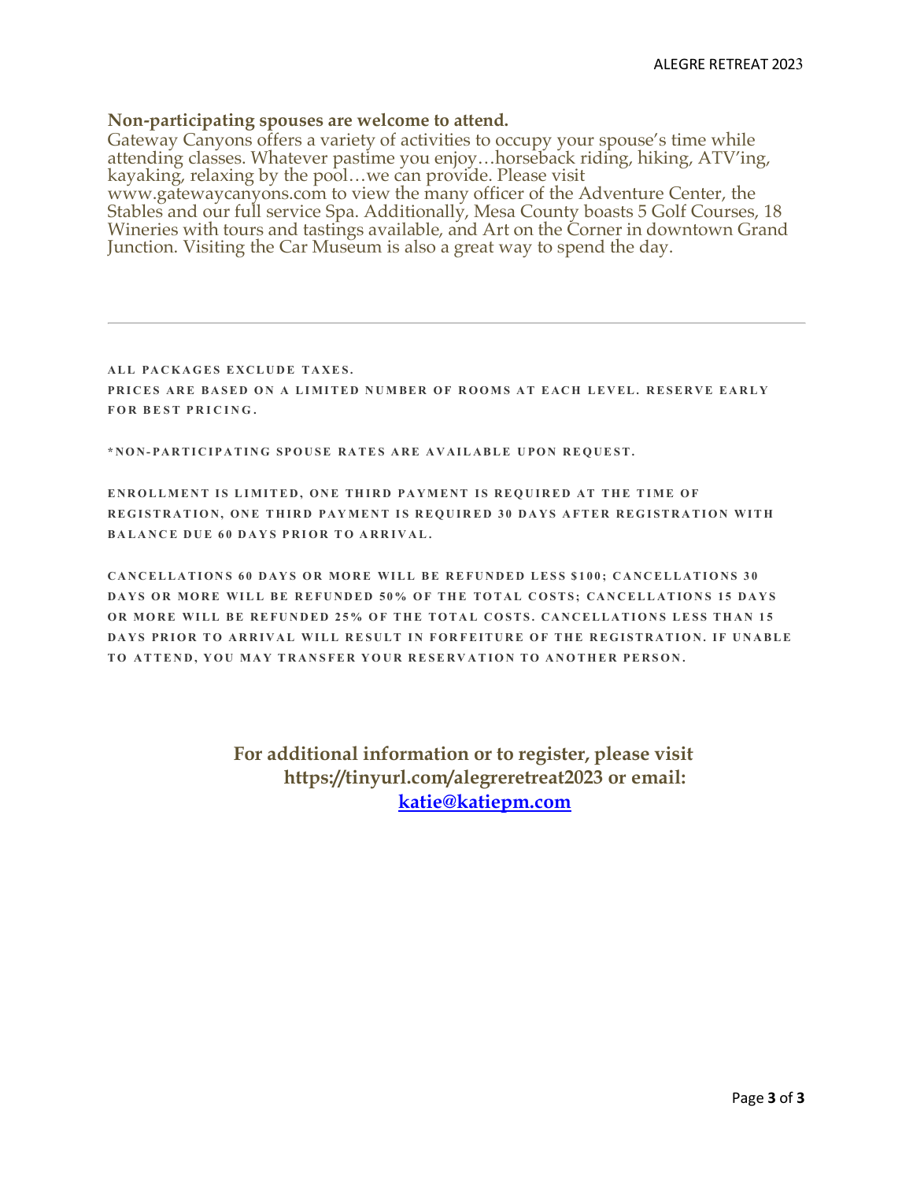**Non-participating spouses are welcome to attend.**

Gateway Canyons offers a variety of activities to occupy your spouse's time while attending classes. Whatever pastime you enjoy…horseback riding, hiking, ATV'ing, kayaking, relaxing by the pool…we can provide. Please visit www.gatewaycanyons.com to view the many officer of the Adventure Center, the Stables and our full service Spa. Additionally, Mesa County boasts 5 Golf Courses, 18 Wineries with tours and tastings available, and Art on the Corner in downtown Grand Junction. Visiting the Car Museum is also a great way to spend the day.

---

**ALL PACKAGES EXCLUDE TAXES.**

**PRICES ARE BASED ON A LIMITED NUMBER OF ROOMS AT EACH LEVEL. RESERVE EARLY FOR BEST PRICING.**

**\*NON-PARTICIPATING SPOUSE RATES ARE AVAILABLE UPON REQUEST.**

**ENROLLMENT IS LIMITED, ONE THIRD PAYMENT IS REQUIRED AT THE TIME OF REGISTRATION, ONE THIRD PAYMENT IS REQUIRED 30 DAYS AFTER REGISTRATION WITH BALANCE DUE 60 DAYS PRIOR TO ARRIVAL.**

**CANCELLATIONS 60 DAYS OR MORE WILL BE REFUNDED LESS $100; CANCELLATIONS 30 DAYS OR MORE WILL BE REFUNDED 50% OF THE TOTAL COSTS; CANCELLATIONS 15 DAYS OR MORE WILL BE REFUNDED 25% OF THE TOTAL COSTS. CANCELLATIONS LESS THAN 15 DAYS PRIOR TO ARRIVAL WILL RESULT IN FORFEITURE OF THE REGISTRATION. IF UNABLE TO ATTEND, YOU MAY TRANSFER YOUR RESERVATION TO ANOTHER PERSON.**

**For additional information or to register, please visit https://tinyurl.com/alegreretreat2023 or email: [katie@katiepm.com](mailto:katie@katiepm.com)**